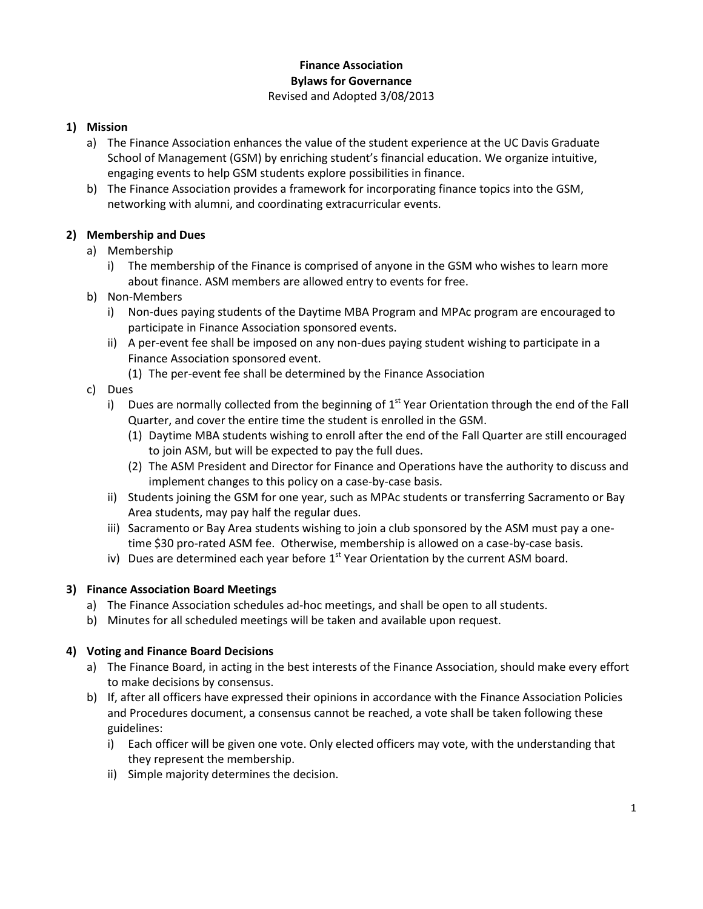# Finance Association
## Bylaws for Governance
Revised and Adopted 3/08/2013

### 1) Mission

a) The Finance Association enhances the value of the student experience at the UC Davis Graduate School of Management (GSM) by enriching student's financial education. We organize intuitive, engaging events to help GSM students explore possibilities in finance.

b) The Finance Association provides a framework for incorporating finance topics into the GSM, networking with alumni, and coordinating extracurricular events.

### 2) Membership and Dues

a) Membership
   - i) The membership of the Finance is comprised of anyone in the GSM who wishes to learn more about finance. ASM members are allowed entry to events for free.

b) Non-Members
   - i) Non-dues paying students of the Daytime MBA Program and MPAc program are encouraged to participate in Finance Association sponsored events.
   - ii) A per-event fee shall be imposed on any non-dues paying student wishing to participate in a Finance Association sponsored event.
     - (1) The per-event fee shall be determined by the Finance Association

c) Dues
   - i) Dues are normally collected from the beginning of 1st Year Orientation through the end of the Fall Quarter, and cover the entire time the student is enrolled in the GSM.
     - (1) Daytime MBA students wishing to enroll after the end of the Fall Quarter are still encouraged to join ASM, but will be expected to pay the full dues.
     - (2) The ASM President and Director for Finance and Operations have the authority to discuss and implement changes to this policy on a case-by-case basis.
   - ii) Students joining the GSM for one year, such as MPAc students or transferring Sacramento or Bay Area students, may pay half the regular dues.
   - iii) Sacramento or Bay Area students wishing to join a club sponsored by the ASM must pay a one-time $30 pro-rated ASM fee. Otherwise, membership is allowed on a case-by-case basis.
   - iv) Dues are determined each year before 1st Year Orientation by the current ASM board.

### 3) Finance Association Board Meetings

a) The Finance Association schedules ad-hoc meetings, and shall be open to all students.

b) Minutes for all scheduled meetings will be taken and available upon request.

### 4) Voting and Finance Board Decisions

a) The Finance Board, in acting in the best interests of the Finance Association, should make every effort to make decisions by consensus.

b) If, after all officers have expressed their opinions in accordance with the Finance Association Policies and Procedures document, a consensus cannot be reached, a vote shall be taken following these guidelines:
   - i) Each officer will be given one vote. Only elected officers may vote, with the understanding that they represent the membership.
   - ii) Simple majority determines the decision.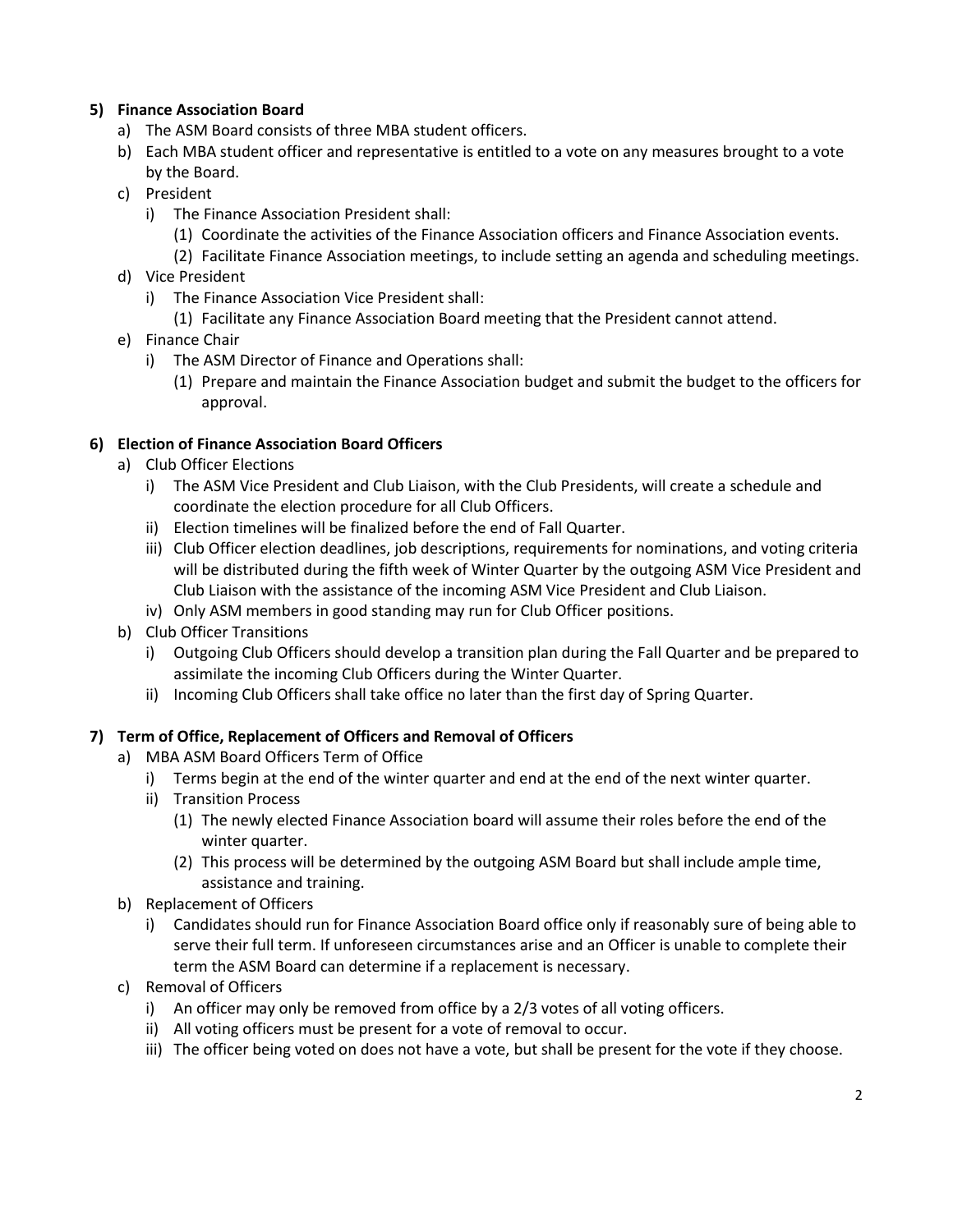**5) Finance Association Board**

a) The ASM Board consists of three MBA student officers.

b) Each MBA student officer and representative is entitled to a vote on any measures brought to a vote by the Board.

c) President
   - i) The Finance Association President shall:
     - (1) Coordinate the activities of the Finance Association officers and Finance Association events.
     - (2) Facilitate Finance Association meetings, to include setting an agenda and scheduling meetings.

d) Vice President
   - i) The Finance Association Vice President shall:
     - (1) Facilitate any Finance Association Board meeting that the President cannot attend.

e) Finance Chair
   - i) The ASM Director of Finance and Operations shall:
     - (1) Prepare and maintain the Finance Association budget and submit the budget to the officers for approval.

**6) Election of Finance Association Board Officers**

a) Club Officer Elections
   - i) The ASM Vice President and Club Liaison, with the Club Presidents, will create a schedule and coordinate the election procedure for all Club Officers.
   - ii) Election timelines will be finalized before the end of Fall Quarter.
   - iii) Club Officer election deadlines, job descriptions, requirements for nominations, and voting criteria will be distributed during the fifth week of Winter Quarter by the outgoing ASM Vice President and Club Liaison with the assistance of the incoming ASM Vice President and Club Liaison.
   - iv) Only ASM members in good standing may run for Club Officer positions.

b) Club Officer Transitions
   - i) Outgoing Club Officers should develop a transition plan during the Fall Quarter and be prepared to assimilate the incoming Club Officers during the Winter Quarter.
   - ii) Incoming Club Officers shall take office no later than the first day of Spring Quarter.

**7) Term of Office, Replacement of Officers and Removal of Officers**

a) MBA ASM Board Officers Term of Office
   - i) Terms begin at the end of the winter quarter and end at the end of the next winter quarter.
   - ii) Transition Process
     - (1) The newly elected Finance Association board will assume their roles before the end of the winter quarter.
     - (2) This process will be determined by the outgoing ASM Board but shall include ample time, assistance and training.

b) Replacement of Officers
   - i) Candidates should run for Finance Association Board office only if reasonably sure of being able to serve their full term. If unforeseen circumstances arise and an Officer is unable to complete their term the ASM Board can determine if a replacement is necessary.

c) Removal of Officers
   - i) An officer may only be removed from office by a 2/3 votes of all voting officers.
   - ii) All voting officers must be present for a vote of removal to occur.
   - iii) The officer being voted on does not have a vote, but shall be present for the vote if they choose.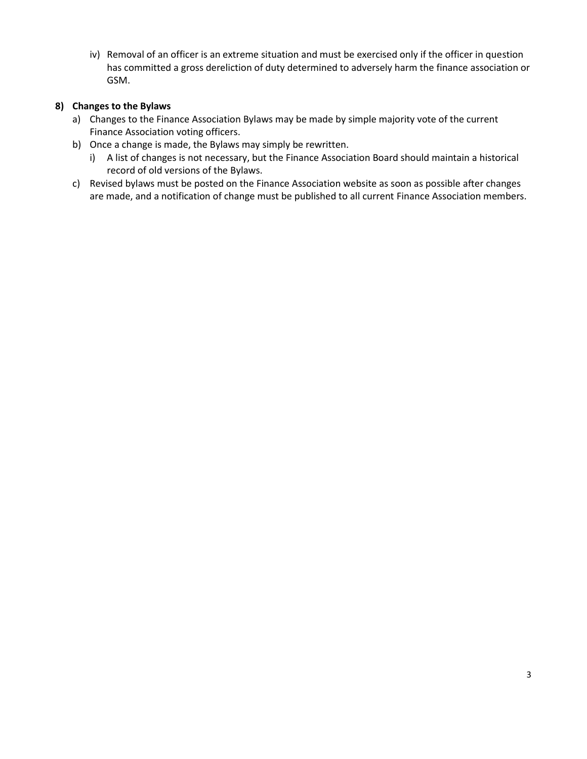iv) Removal of an officer is an extreme situation and must be exercised only if the officer in question has committed a gross dereliction of duty determined to adversely harm the finance association or GSM.

**8) Changes to the Bylaws**

a) Changes to the Finance Association Bylaws may be made by simple majority vote of the current Finance Association voting officers.

b) Once a change is made, the Bylaws may simply be rewritten.

   i) A list of changes is not necessary, but the Finance Association Board should maintain a historical record of old versions of the Bylaws.

c) Revised bylaws must be posted on the Finance Association website as soon as possible after changes are made, and a notification of change must be published to all current Finance Association members.